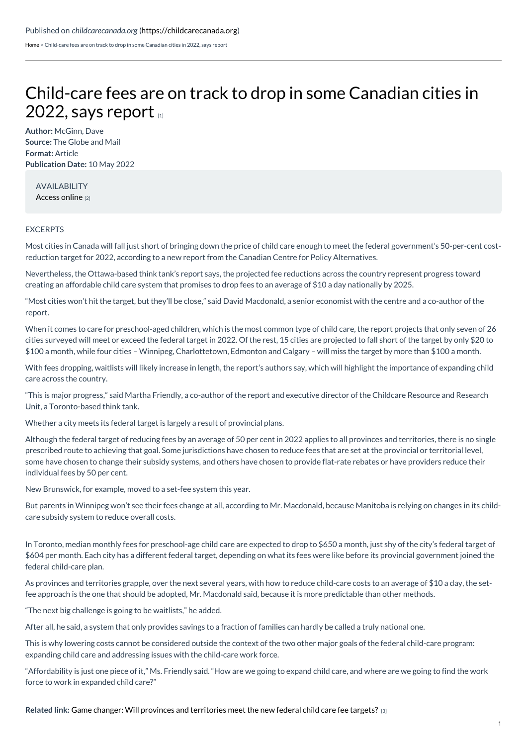Published on *childcarecanada.org* (https://childcarecanada.org)

Home > Child-care fees are on track to drop in some Canadian cities in 2022, says report

# Child-care fees are on track to drop in some Canadian cities in 2022, says report [1]

**Author:** McGinn, Dave
**Source:** The Globe and Mail
**Format:** Article
**Publication Date:** 10 May 2022

AVAILABILITY
Access online [2]

EXCERPTS

Most cities in Canada will fall just short of bringing down the price of child care enough to meet the federal government's 50-per-cent cost-reduction target for 2022, according to a new report from the Canadian Centre for Policy Alternatives.

Nevertheless, the Ottawa-based think tank's report says, the projected fee reductions across the country represent progress toward creating an affordable child care system that promises to drop fees to an average of $10 a day nationally by 2025.

"Most cities won't hit the target, but they'll be close," said David Macdonald, a senior economist with the centre and a co-author of the report.

When it comes to care for preschool-aged children, which is the most common type of child care, the report projects that only seven of 26 cities surveyed will meet or exceed the federal target in 2022. Of the rest, 15 cities are projected to fall short of the target by only $20 to $100 a month, while four cities – Winnipeg, Charlottetown, Edmonton and Calgary – will miss the target by more than $100 a month.

With fees dropping, waitlists will likely increase in length, the report's authors say, which will highlight the importance of expanding child care across the country.

"This is major progress," said Martha Friendly, a co-author of the report and executive director of the Childcare Resource and Research Unit, a Toronto-based think tank.

Whether a city meets its federal target is largely a result of provincial plans.

Although the federal target of reducing fees by an average of 50 per cent in 2022 applies to all provinces and territories, there is no single prescribed route to achieving that goal. Some jurisdictions have chosen to reduce fees that are set at the provincial or territorial level, some have chosen to change their subsidy systems, and others have chosen to provide flat-rate rebates or have providers reduce their individual fees by 50 per cent.

New Brunswick, for example, moved to a set-fee system this year.

But parents in Winnipeg won't see their fees change at all, according to Mr. Macdonald, because Manitoba is relying on changes in its child-care subsidy system to reduce overall costs.

In Toronto, median monthly fees for preschool-age child care are expected to drop to $650 a month, just shy of the city's federal target of $604 per month. Each city has a different federal target, depending on what its fees were like before its provincial government joined the federal child-care plan.

As provinces and territories grapple, over the next several years, with how to reduce child-care costs to an average of $10 a day, the set-fee approach is the one that should be adopted, Mr. Macdonald said, because it is more predictable than other methods.

"The next big challenge is going to be waitlists," he added.

After all, he said, a system that only provides savings to a fraction of families can hardly be called a truly national one.

This is why lowering costs cannot be considered outside the context of the two other major goals of the federal child-care program: expanding child care and addressing issues with the child-care work force.

"Affordability is just one piece of it," Ms. Friendly said. "How are we going to expand child care, and where are we going to find the work force to work in expanded child care?"

**Related link:** Game changer: Will provinces and territories meet the new federal child care fee targets? [3]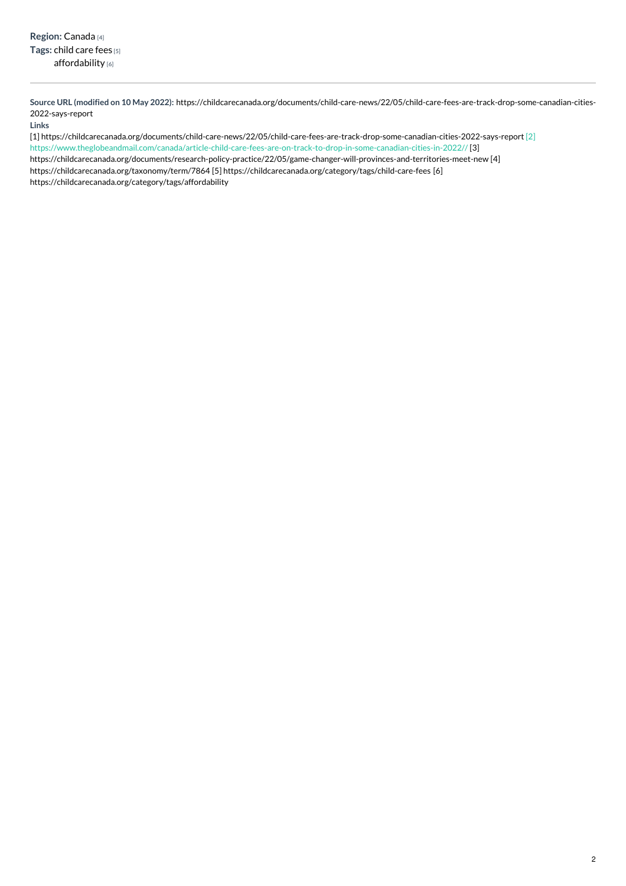**Region:** Canada [4]

**Tags:** child care fees [5]
affordability [6]

---

**Source URL (modified on 10 May 2022):** https://childcarecanada.org/documents/child-care-news/22/05/child-care-fees-are-track-drop-some-canadian-cities-2022-says-report

**Links**

[1] https://childcarecanada.org/documents/child-care-news/22/05/child-care-fees-are-track-drop-some-canadian-cities-2022-says-report [2] https://www.theglobeandmail.com/canada/article-child-care-fees-are-on-track-to-drop-in-some-canadian-cities-in-2022// [3] https://childcarecanada.org/documents/research-policy-practice/22/05/game-changer-will-provinces-and-territories-meet-new [4] https://childcarecanada.org/taxonomy/term/7864 [5] https://childcarecanada.org/category/tags/child-care-fees [6] https://childcarecanada.org/category/tags/affordability